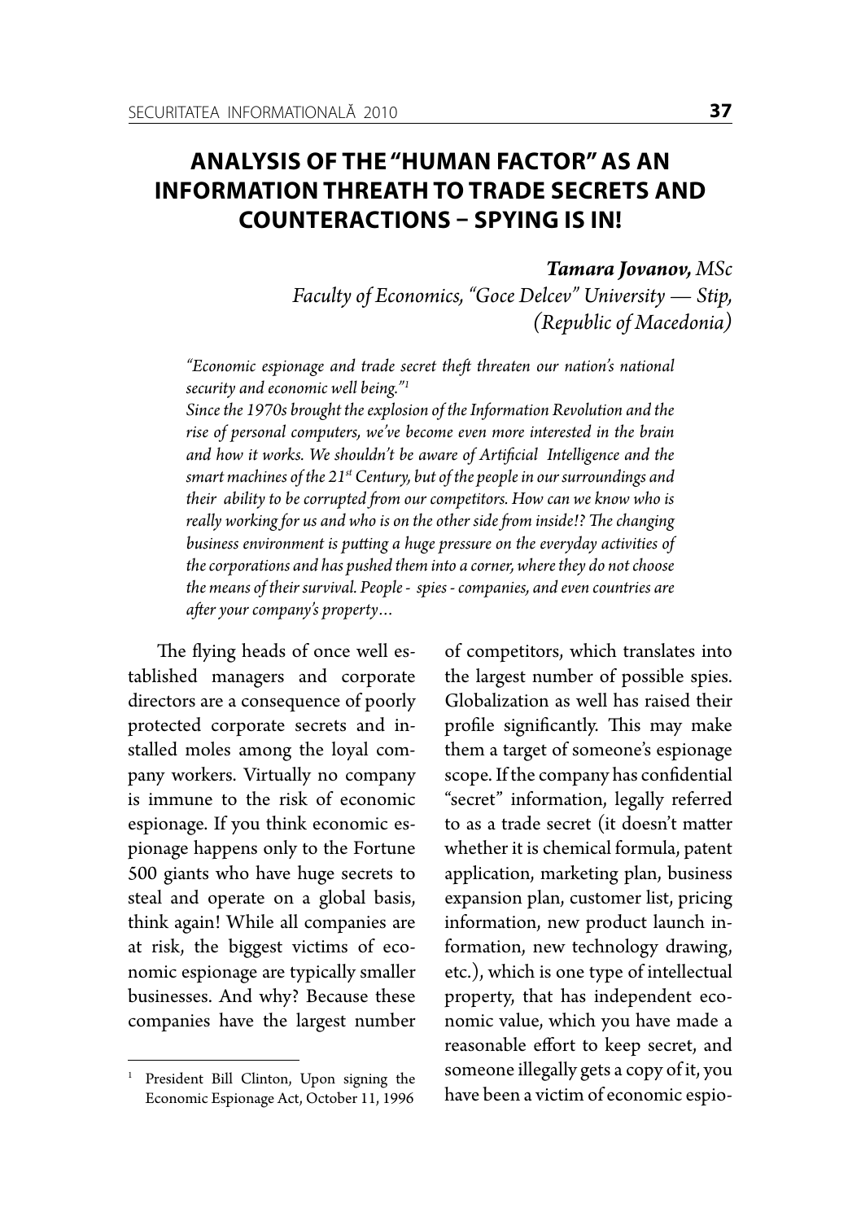# ANALYSIS OF THE "HUMAN FACTOR" AS AN INFORMATION THREATH TO TRADE SECRETS AND COUNTERACTIONS – SPYING IS IN!

***Tamara Jovanov,*** *MSc*
*Faculty of Economics, "Goce Delcev" University — Stip, (Republic of Macedonia)*

*"Economic espionage and trade secret theft threaten our nation's national security and economic well being."*[1]
*Since the 1970s brought the explosion of the Information Revolution and the rise of personal computers, we've become even more interested in the brain and how it works. We shouldn't be aware of Artificial Intelligence and the smart machines of the 21st Century, but of the people in our surroundings and their ability to be corrupted from our competitors. How can we know who is really working for us and who is on the other side from inside!? The changing business environment is putting a huge pressure on the everyday activities of the corporations and has pushed them into a corner, where they do not choose the means of their survival. People - spies - companies, and even countries are after your company's property…*

The flying heads of once well established managers and corporate directors are a consequence of poorly protected corporate secrets and installed moles among the loyal company workers. Virtually no company is immune to the risk of economic espionage. If you think economic espionage happens only to the Fortune 500 giants who have huge secrets to steal and operate on a global basis, think again! While all companies are at risk, the biggest victims of economic espionage are typically smaller businesses. And why? Because these companies have the largest number of competitors, which translates into the largest number of possible spies. Globalization as well has raised their profile significantly. This may make them a target of someone's espionage scope. If the company has confidential "secret" information, legally referred to as a trade secret (it doesn't matter whether it is chemical formula, patent application, marketing plan, business expansion plan, customer list, pricing information, new product launch information, new technology drawing, etc.), which is one type of intellectual property, that has independent economic value, which you have made a reasonable effort to keep secret, and someone illegally gets a copy of it, you have been a victim of economic espio-

---

[1] President Bill Clinton, Upon signing the Economic Espionage Act, October 11, 1996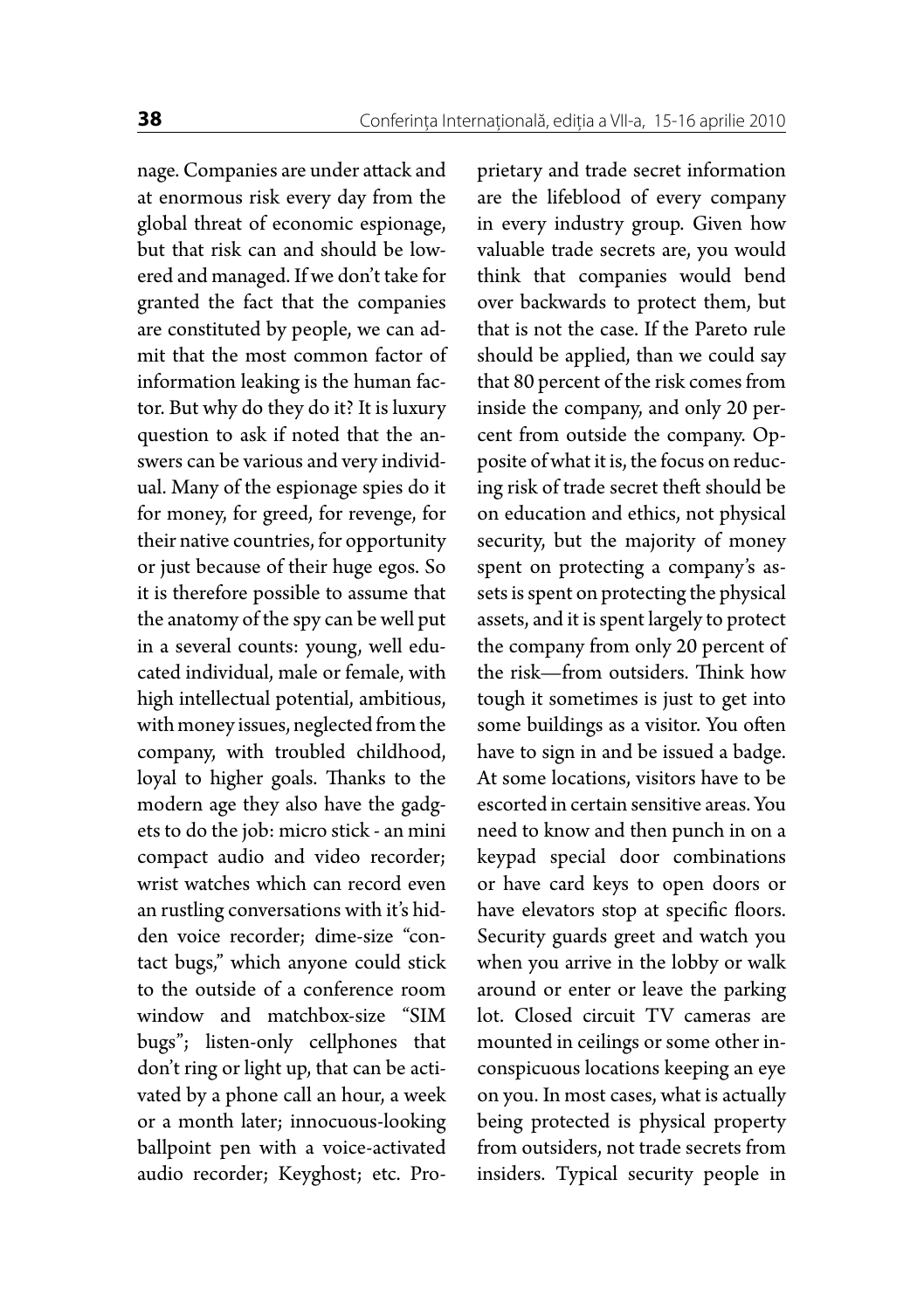nage. Companies are under attack and at enormous risk every day from the global threat of economic espionage, but that risk can and should be lowered and managed. If we don't take for granted the fact that the companies are constituted by people, we can admit that the most common factor of information leaking is the human factor. But why do they do it? It is luxury question to ask if noted that the answers can be various and very individual. Many of the espionage spies do it for money, for greed, for revenge, for their native countries, for opportunity or just because of their huge egos. So it is therefore possible to assume that the anatomy of the spy can be well put in a several counts: young, well educated individual, male or female, with high intellectual potential, ambitious, with money issues, neglected from the company, with troubled childhood, loyal to higher goals. Thanks to the modern age they also have the gadgets to do the job: micro stick - an mini compact audio and video recorder; wrist watches which can record even an rustling conversations with it's hidden voice recorder; dime-size "contact bugs," which anyone could stick to the outside of a conference room window and matchbox-size "SIM bugs"; listen-only cellphones that don't ring or light up, that can be activated by a phone call an hour, a week or a month later; innocuous-looking ballpoint pen with a voice-activated audio recorder; Keyghost; etc. Proprietary and trade secret information are the lifeblood of every company in every industry group. Given how valuable trade secrets are, you would think that companies would bend over backwards to protect them, but that is not the case. If the Pareto rule should be applied, than we could say that 80 percent of the risk comes from inside the company, and only 20 percent from outside the company. Opposite of what it is, the focus on reducing risk of trade secret theft should be on education and ethics, not physical security, but the majority of money spent on protecting a company's assets is spent on protecting the physical assets, and it is spent largely to protect the company from only 20 percent of the risk—from outsiders. Think how tough it sometimes is just to get into some buildings as a visitor. You often have to sign in and be issued a badge. At some locations, visitors have to be escorted in certain sensitive areas. You need to know and then punch in on a keypad special door combinations or have card keys to open doors or have elevators stop at specific floors. Security guards greet and watch you when you arrive in the lobby or walk around or enter or leave the parking lot. Closed circuit TV cameras are mounted in ceilings or some other inconspicuous locations keeping an eye on you. In most cases, what is actually being protected is physical property from outsiders, not trade secrets from insiders. Typical security people in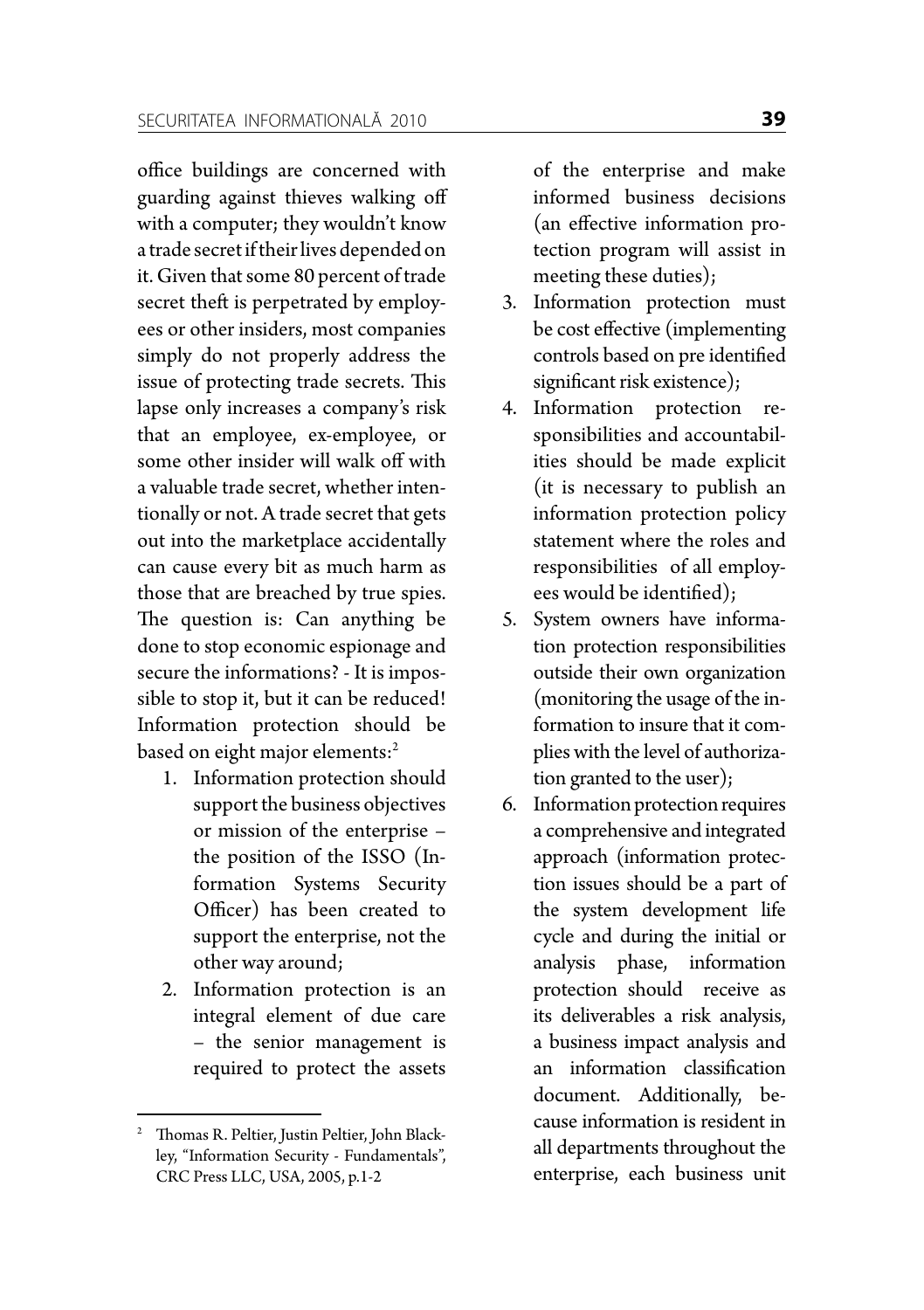office buildings are concerned with guarding against thieves walking off with a computer; they wouldn't know a trade secret if their lives depended on it. Given that some 80 percent of trade secret theft is perpetrated by employees or other insiders, most companies simply do not properly address the issue of protecting trade secrets. This lapse only increases a company's risk that an employee, ex-employee, or some other insider will walk off with a valuable trade secret, whether intentionally or not. A trade secret that gets out into the marketplace accidentally can cause every bit as much harm as those that are breached by true spies. The question is: Can anything be done to stop economic espionage and secure the informations? - It is impossible to stop it, but it can be reduced! Information protection should be based on eight major elements:[2]

1. Information protection should support the business objectives or mission of the enterprise – the position of the ISSO (Information Systems Security Officer) has been created to support the enterprise, not the other way around;
2. Information protection is an integral element of due care – the senior management is required to protect the assets of the enterprise and make informed business decisions (an effective information protection program will assist in meeting these duties);
3. Information protection must be cost effective (implementing controls based on pre identified significant risk existence);
4. Information protection responsibilities and accountabilities should be made explicit (it is necessary to publish an information protection policy statement where the roles and responsibilities of all employees would be identified);
5. System owners have information protection responsibilities outside their own organization (monitoring the usage of the information to insure that it complies with the level of authorization granted to the user);
6. Information protection requires a comprehensive and integrated approach (information protection issues should be a part of the system development life cycle and during the initial or analysis phase, information protection should receive as its deliverables a risk analysis, a business impact analysis and an information classification document. Additionally, because information is resident in all departments throughout the enterprise, each business unit

[2] Thomas R. Peltier, Justin Peltier, John Blackley, "Information Security - Fundamentals", CRC Press LLC, USA, 2005, p.1-2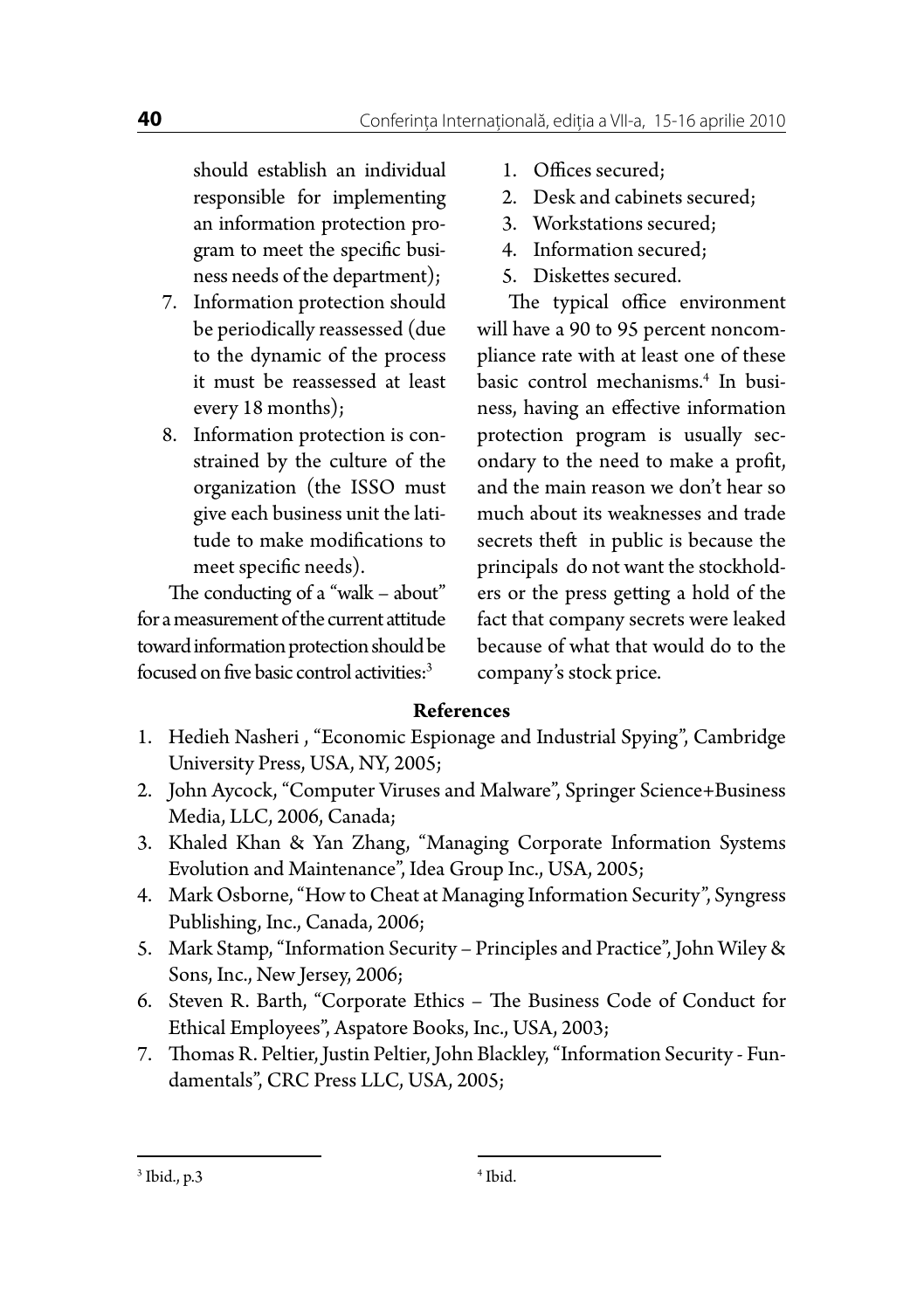should establish an individual responsible for implementing an information protection program to meet the specific business needs of the department);

7. Information protection should be periodically reassessed (due to the dynamic of the process it must be reassessed at least every 18 months);
8. Information protection is constrained by the culture of the organization (the ISSO must give each business unit the latitude to make modifications to meet specific needs).

The conducting of a "walk – about" for a measurement of the current attitude toward information protection should be focused on five basic control activities:[3]

1. Offices secured;
2. Desk and cabinets secured;
3. Workstations secured;
4. Information secured;
5. Diskettes secured.

The typical office environment will have a 90 to 95 percent noncompliance rate with at least one of these basic control mechanisms.[4] In business, having an effective information protection program is usually secondary to the need to make a profit, and the main reason we don't hear so much about its weaknesses and trade secrets theft in public is because the principals do not want the stockholders or the press getting a hold of the fact that company secrets were leaked because of what that would do to the company's stock price.

**References**

1. Hedieh Nasheri , "Economic Espionage and Industrial Spying", Cambridge University Press, USA, NY, 2005;
2. John Aycock, "Computer Viruses and Malware", Springer Science+Business Media, LLC, 2006, Canada;
3. Khaled Khan & Yan Zhang, "Managing Corporate Information Systems Evolution and Maintenance", Idea Group Inc., USA, 2005;
4. Mark Osborne, "How to Cheat at Managing Information Security", Syngress Publishing, Inc., Canada, 2006;
5. Mark Stamp, "Information Security – Principles and Practice", John Wiley & Sons, Inc., New Jersey, 2006;
6. Steven R. Barth, "Corporate Ethics – The Business Code of Conduct for Ethical Employees", Aspatore Books, Inc., USA, 2003;
7. Thomas R. Peltier, Justin Peltier, John Blackley, "Information Security - Fundamentals", CRC Press LLC, USA, 2005;

[3] Ibid., p.3

[4] Ibid.